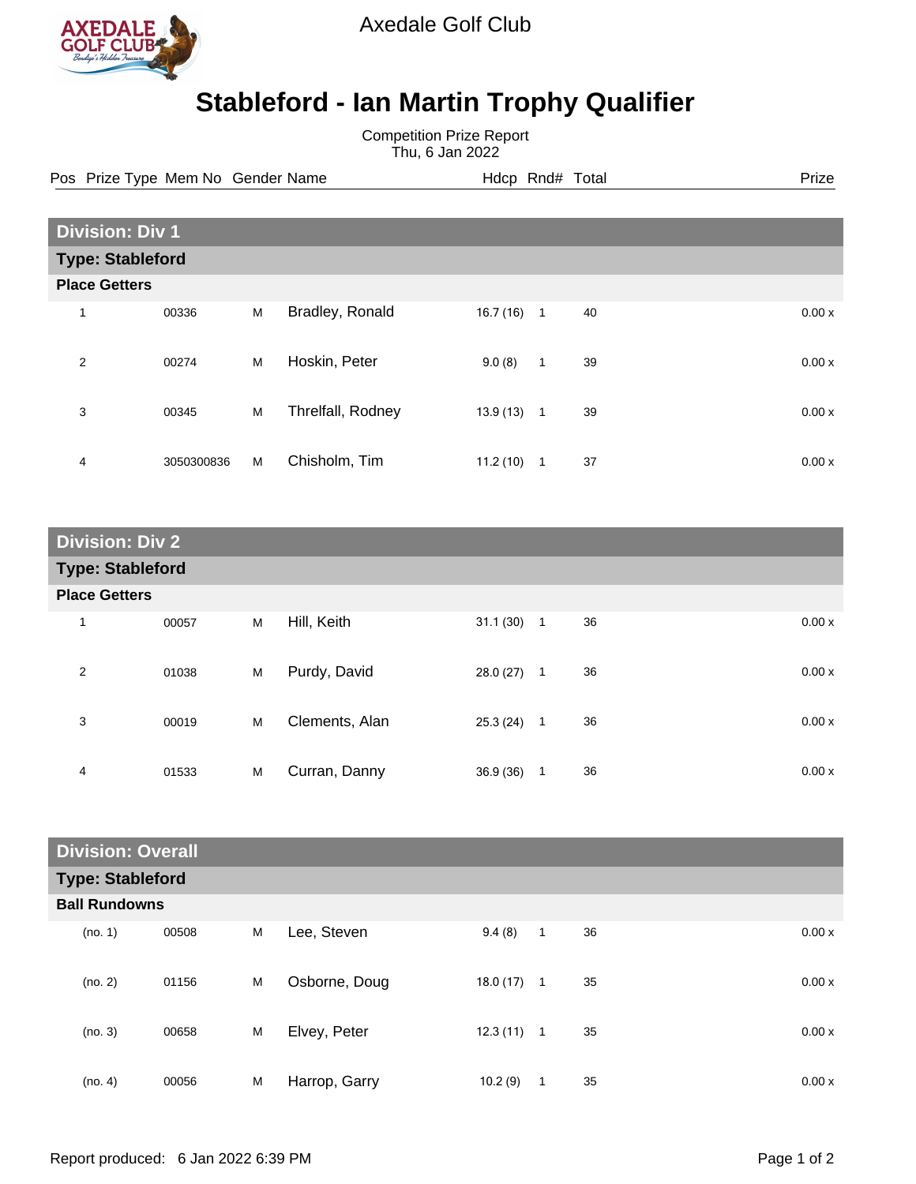Axedale Golf Club

# Stableford - Ian Martin Trophy Qualifier

Competition Prize Report
Thu, 6 Jan 2022

| Pos | Prize Type | Mem No | Gender | Name | Hdcp | Rnd# | Total | Prize |
|---|---|---|---|---|---|---|---|---|
| **Division: Div 1** | | | | | | | | |
| **Type: Stableford** | | | | | | | | |
| **Place Getters** | | | | | | | | |
| 1 | | 00336 | M | Bradley, Ronald | 16.7 (16) | 1 | 40 | 0.00 x |
| 2 | | 00274 | M | Hoskin, Peter | 9.0 (8) | 1 | 39 | 0.00 x |
| 3 | | 00345 | M | Threlfall, Rodney | 13.9 (13) | 1 | 39 | 0.00 x |
| 4 | | 3050300836 | M | Chisholm, Tim | 11.2 (10) | 1 | 37 | 0.00 x |
| **Division: Div 2** | | | | | | | | |
| **Type: Stableford** | | | | | | | | |
| **Place Getters** | | | | | | | | |
| 1 | | 00057 | M | Hill, Keith | 31.1 (30) | 1 | 36 | 0.00 x |
| 2 | | 01038 | M | Purdy, David | 28.0 (27) | 1 | 36 | 0.00 x |
| 3 | | 00019 | M | Clements, Alan | 25.3 (24) | 1 | 36 | 0.00 x |
| 4 | | 01533 | M | Curran, Danny | 36.9 (36) | 1 | 36 | 0.00 x |
| **Division: Overall** | | | | | | | | |
| **Type: Stableford** | | | | | | | | |
| **Ball Rundowns** | | | | | | | | |
| (no. 1) | | 00508 | M | Lee, Steven | 9.4 (8) | 1 | 36 | 0.00 x |
| (no. 2) | | 01156 | M | Osborne, Doug | 18.0 (17) | 1 | 35 | 0.00 x |
| (no. 3) | | 00658 | M | Elvey, Peter | 12.3 (11) | 1 | 35 | 0.00 x |
| (no. 4) | | 00056 | M | Harrop, Garry | 10.2 (9) | 1 | 35 | 0.00 x |

Report produced: 6 Jan 2022 6:39 PM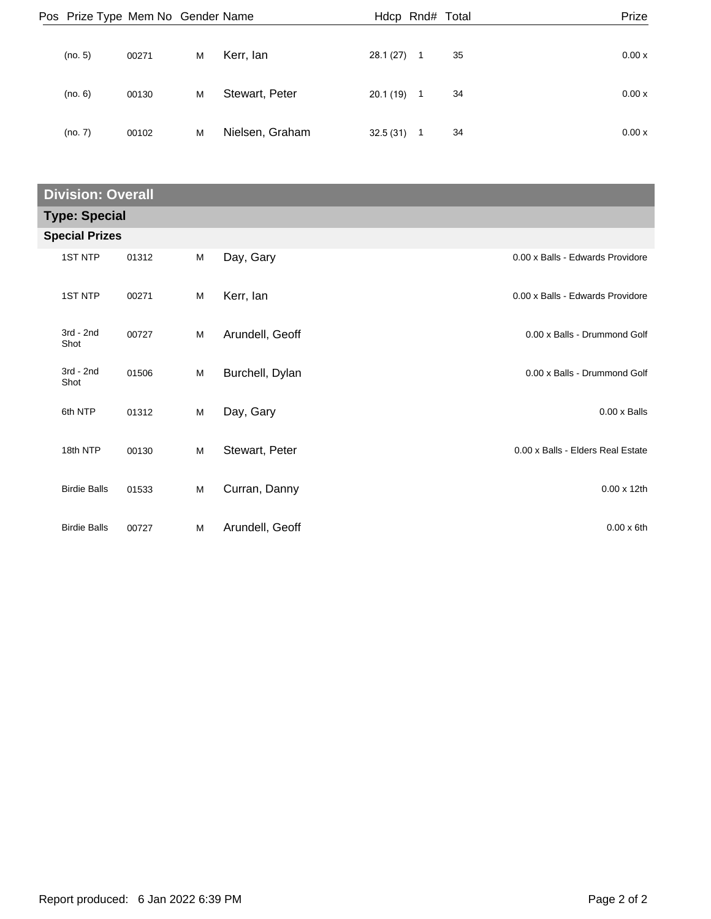| Pos | Prize Type | Mem No | Gender | Name | Hdcp | Rnd# | Total | Prize |
|---|---|---|---|---|---|---|---|---|
| | (no. 5) | 00271 | M | Kerr, Ian | 28.1 (27) | 1 | 35 | 0.00 x |
| | (no. 6) | 00130 | M | Stewart, Peter | 20.1 (19) | 1 | 34 | 0.00 x |
| | (no. 7) | 00102 | M | Nielsen, Graham | 32.5 (31) | 1 | 34 | 0.00 x |

## Division: Overall

### Type: Special

**Special Prizes**

| Prize Type | Mem No | Gender | Name | Prize |
|---|---|---|---|---|
| 1ST NTP | 01312 | M | Day, Gary | 0.00 x Balls - Edwards Providore |
| 1ST NTP | 00271 | M | Kerr, Ian | 0.00 x Balls - Edwards Providore |
| 3rd - 2nd Shot | 00727 | M | Arundell, Geoff | 0.00 x Balls - Drummond Golf |
| 3rd - 2nd Shot | 01506 | M | Burchell, Dylan | 0.00 x Balls - Drummond Golf |
| 6th NTP | 01312 | M | Day, Gary | 0.00 x Balls |
| 18th NTP | 00130 | M | Stewart, Peter | 0.00 x Balls - Elders Real Estate |
| Birdie Balls | 01533 | M | Curran, Danny | 0.00 x 12th |
| Birdie Balls | 00727 | M | Arundell, Geoff | 0.00 x 6th |

Report produced: 6 Jan 2022 6:39 PM